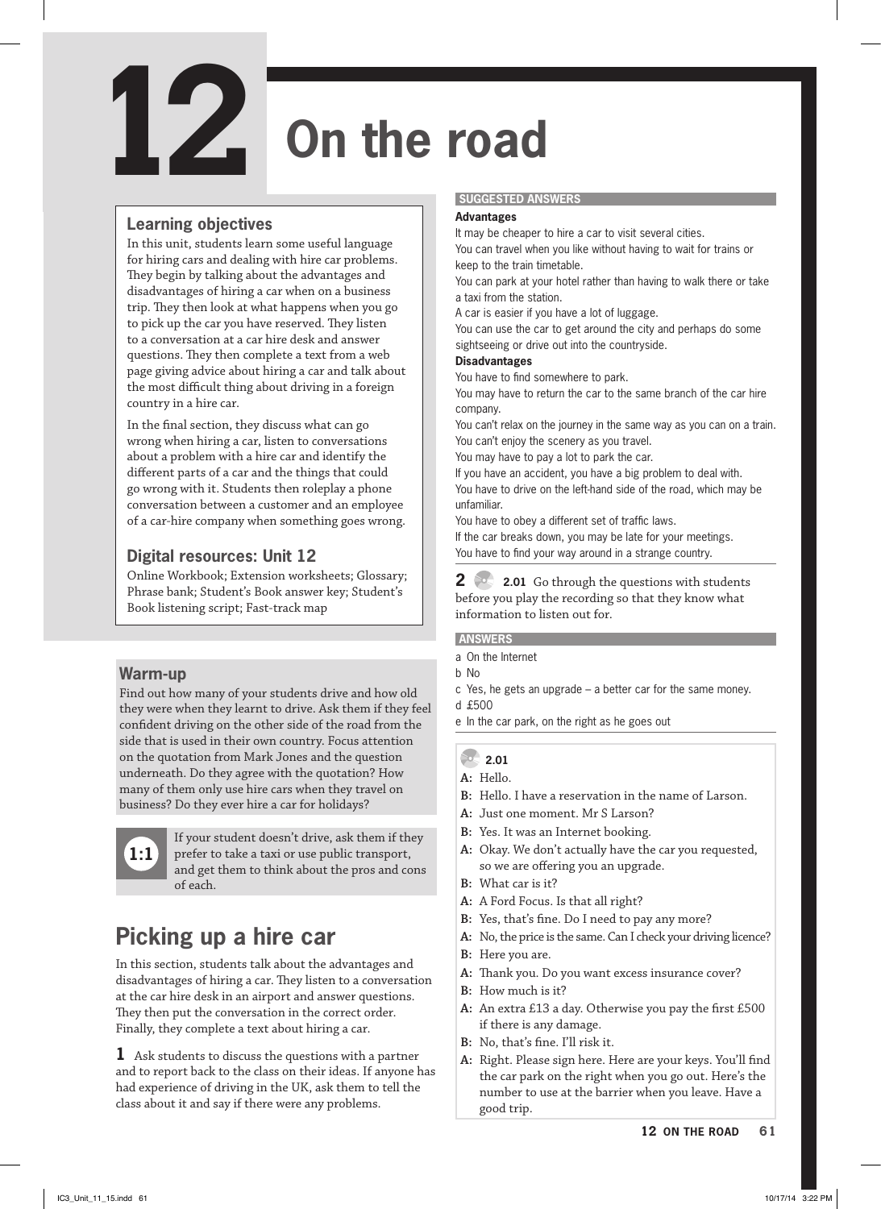# 12 On the road

## Learning objectives

In this unit, students learn some useful language for hiring cars and dealing with hire car problems. They begin by talking about the advantages and disadvantages of hiring a car when on a business trip. They then look at what happens when you go to pick up the car you have reserved. They listen to a conversation at a car hire desk and answer questions. They then complete a text from a web page giving advice about hiring a car and talk about the most difficult thing about driving in a foreign country in a hire car.

In the final section, they discuss what can go wrong when hiring a car, listen to conversations about a problem with a hire car and identify the different parts of a car and the things that could go wrong with it. Students then roleplay a phone conversation between a customer and an employee of a car-hire company when something goes wrong.

## Digital resources: Unit 12

Online Workbook; Extension worksheets; Glossary; Phrase bank; Student's Book answer key; Student's Book listening script; Fast-track map

## Warm-up

Find out how many of your students drive and how old they were when they learnt to drive. Ask them if they feel confident driving on the other side of the road from the side that is used in their own country. Focus attention on the quotation from Mark Jones and the question underneath. Do they agree with the quotation? How many of them only use hire cars when they travel on business? Do they ever hire a car for holidays?

**1:1** If your student doesn't drive, ask them if they prefer to take a taxi or use public transport, and get them to think about the pros and cons of each.

## Picking up a hire car

In this section, students talk about the advantages and disadvantages of hiring a car. They listen to a conversation at the car hire desk in an airport and answer questions. They then put the conversation in the correct order. Finally, they complete a text about hiring a car.

**1** Ask students to discuss the questions with a partner and to report back to the class on their ideas. If anyone has had experience of driving in the UK, ask them to tell the class about it and say if there were any problems.

**SUGGESTED ANSWERS**

**Advantages**

It may be cheaper to hire a car to visit several cities.
You can travel when you like without having to wait for trains or keep to the train timetable.
You can park at your hotel rather than having to walk there or take a taxi from the station.
A car is easier if you have a lot of luggage.
You can use the car to get around the city and perhaps do some sightseeing or drive out into the countryside.

**Disadvantages**

You have to find somewhere to park.
You may have to return the car to the same branch of the car hire company.
You can't relax on the journey in the same way as you can on a train.
You can't enjoy the scenery as you travel.
You may have to pay a lot to park the car.
If you have an accident, you have a big problem to deal with.
You have to drive on the left-hand side of the road, which may be unfamiliar.
You have to obey a different set of traffic laws.
If the car breaks down, you may be late for your meetings.
You have to find your way around in a strange country.

**2** **2.01** Go through the questions with students before you play the recording so that they know what information to listen out for.

**ANSWERS**

a On the Internet
b No
c Yes, he gets an upgrade – a better car for the same money.
d £500
e In the car park, on the right as he goes out

**2.01**

**A:** Hello.
**B:** Hello. I have a reservation in the name of Larson.
**A:** Just one moment. Mr S Larson?
**B:** Yes. It was an Internet booking.
**A:** Okay. We don't actually have the car you requested, so we are offering you an upgrade.
**B:** What car is it?
**A:** A Ford Focus. Is that all right?
**B:** Yes, that's fine. Do I need to pay any more?
**A:** No, the price is the same. Can I check your driving licence?
**B:** Here you are.
**A:** Thank you. Do you want excess insurance cover?
**B:** How much is it?
**A:** An extra £13 a day. Otherwise you pay the first £500 if there is any damage.
**B:** No, that's fine. I'll risk it.
**A:** Right. Please sign here. Here are your keys. You'll find the car park on the right when you go out. Here's the number to use at the barrier when you leave. Have a good trip.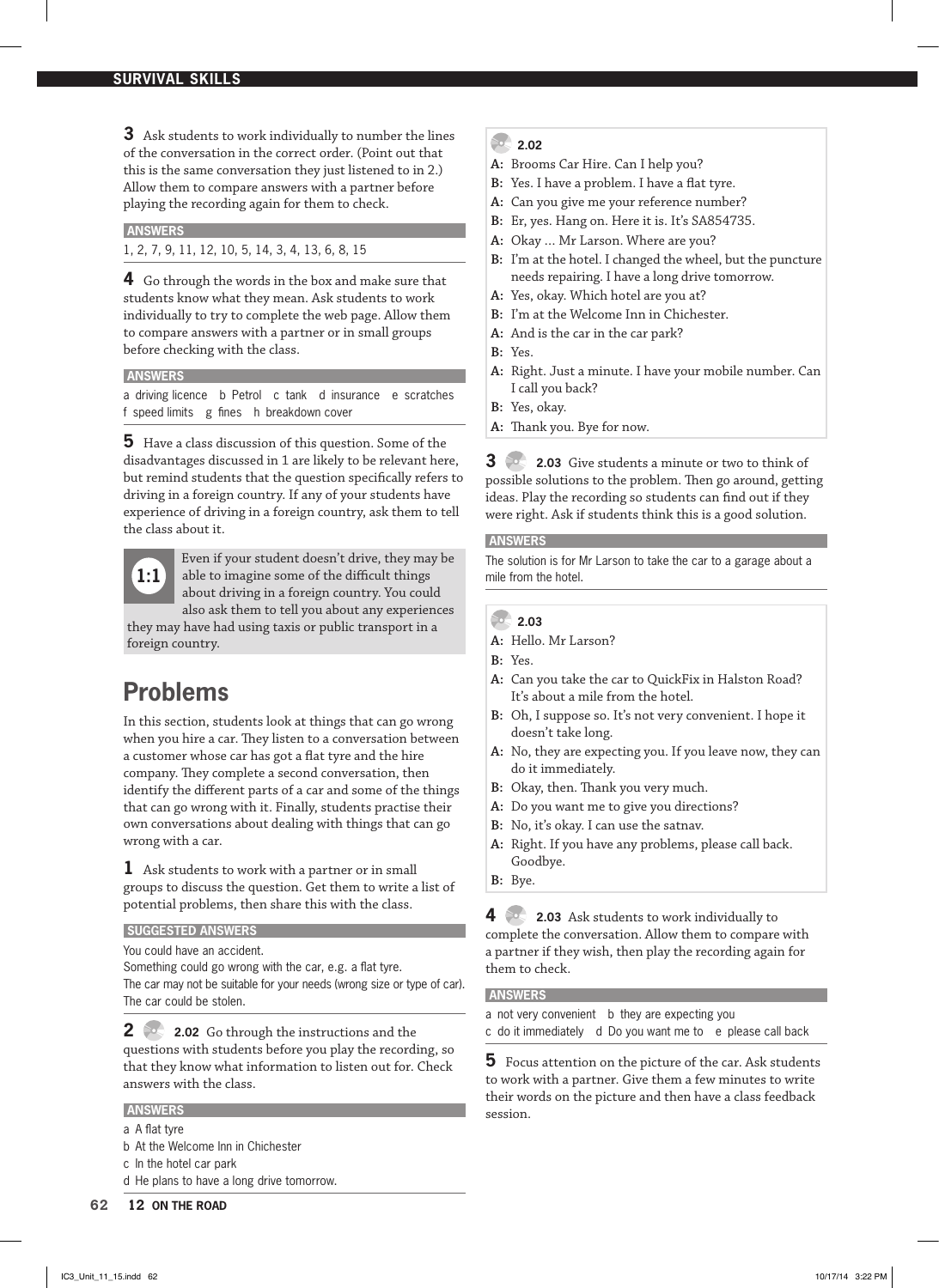**3** Ask students to work individually to number the lines of the conversation in the correct order. (Point out that this is the same conversation they just listened to in 2.) Allow them to compare answers with a partner before playing the recording again for them to check.

**ANSWERS**

1, 2, 7, 9, 11, 12, 10, 5, 14, 3, 4, 13, 6, 8, 15

**4** Go through the words in the box and make sure that students know what they mean. Ask students to work individually to try to complete the web page. Allow them to compare answers with a partner or in small groups before checking with the class.

**ANSWERS**

a driving licence b Petrol c tank d insurance e scratches f speed limits g fines h breakdown cover

**5** Have a class discussion of this question. Some of the disadvantages discussed in 1 are likely to be relevant here, but remind students that the question specifically refers to driving in a foreign country. If any of your students have experience of driving in a foreign country, ask them to tell the class about it.

**1:1** Even if your student doesn't drive, they may be able to imagine some of the difficult things about driving in a foreign country. You could also ask them to tell you about any experiences they may have had using taxis or public transport in a foreign country.

## Problems

In this section, students look at things that can go wrong when you hire a car. They listen to a conversation between a customer whose car has got a flat tyre and the hire company. They complete a second conversation, then identify the different parts of a car and some of the things that can go wrong with it. Finally, students practise their own conversations about dealing with things that can go wrong with a car.

**1** Ask students to work with a partner or in small groups to discuss the question. Get them to write a list of potential problems, then share this with the class.

**SUGGESTED ANSWERS**

You could have an accident.
Something could go wrong with the car, e.g. a flat tyre.
The car may not be suitable for your needs (wrong size or type of car).
The car could be stolen.

**2** 2.02 Go through the instructions and the questions with students before you play the recording, so that they know what information to listen out for. Check answers with the class.

**ANSWERS**

a A flat tyre
b At the Welcome Inn in Chichester
c In the hotel car park
d He plans to have a long drive tomorrow.

**2.02**

**A:** Brooms Car Hire. Can I help you?
**B:** Yes. I have a problem. I have a flat tyre.
**A:** Can you give me your reference number?
**B:** Er, yes. Hang on. Here it is. It's SA854735.
**A:** Okay … Mr Larson. Where are you?
**B:** I'm at the hotel. I changed the wheel, but the puncture needs repairing. I have a long drive tomorrow.
**A:** Yes, okay. Which hotel are you at?
**B:** I'm at the Welcome Inn in Chichester.
**A:** And is the car in the car park?
**B:** Yes.
**A:** Right. Just a minute. I have your mobile number. Can I call you back?
**B:** Yes, okay.
**A:** Thank you. Bye for now.

**3** 2.03 Give students a minute or two to think of possible solutions to the problem. Then go around, getting ideas. Play the recording so students can find out if they were right. Ask if students think this is a good solution.

**ANSWERS**

The solution is for Mr Larson to take the car to a garage about a mile from the hotel.

**2.03**

**A:** Hello. Mr Larson?
**B:** Yes.
**A:** Can you take the car to QuickFix in Halston Road? It's about a mile from the hotel.
**B:** Oh, I suppose so. It's not very convenient. I hope it doesn't take long.
**A:** No, they are expecting you. If you leave now, they can do it immediately.
**B:** Okay, then. Thank you very much.
**A:** Do you want me to give you directions?
**B:** No, it's okay. I can use the satnav.
**A:** Right. If you have any problems, please call back. Goodbye.
**B:** Bye.

**4** 2.03 Ask students to work individually to complete the conversation. Allow them to compare with a partner if they wish, then play the recording again for them to check.

**ANSWERS**

a not very convenient b they are expecting you
c do it immediately d Do you want me to e please call back

**5** Focus attention on the picture of the car. Ask students to work with a partner. Give them a few minutes to write their words on the picture and then have a class feedback session.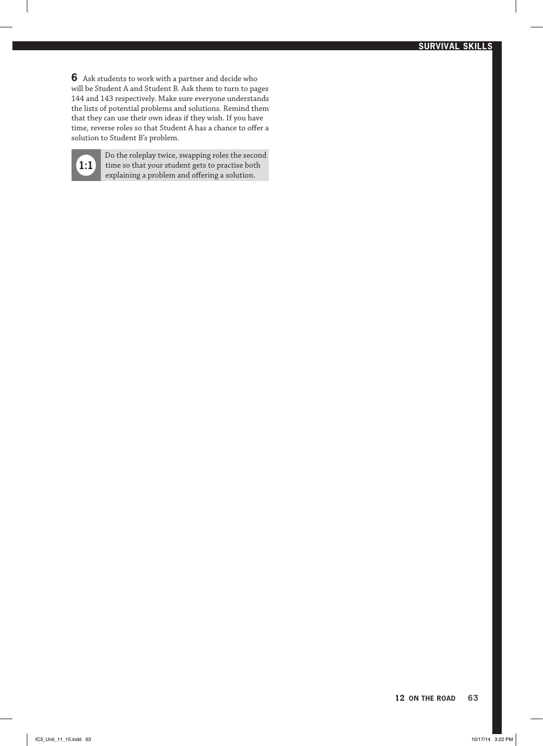**6** Ask students to work with a partner and decide who will be Student A and Student B. Ask them to turn to pages 144 and 143 respectively. Make sure everyone understands the lists of potential problems and solutions. Remind them that they can use their own ideas if they wish. If you have time, reverse roles so that Student A has a chance to offer a solution to Student B's problem.

**1:1** Do the roleplay twice, swapping roles the second time so that your student gets to practise both explaining a problem and offering a solution.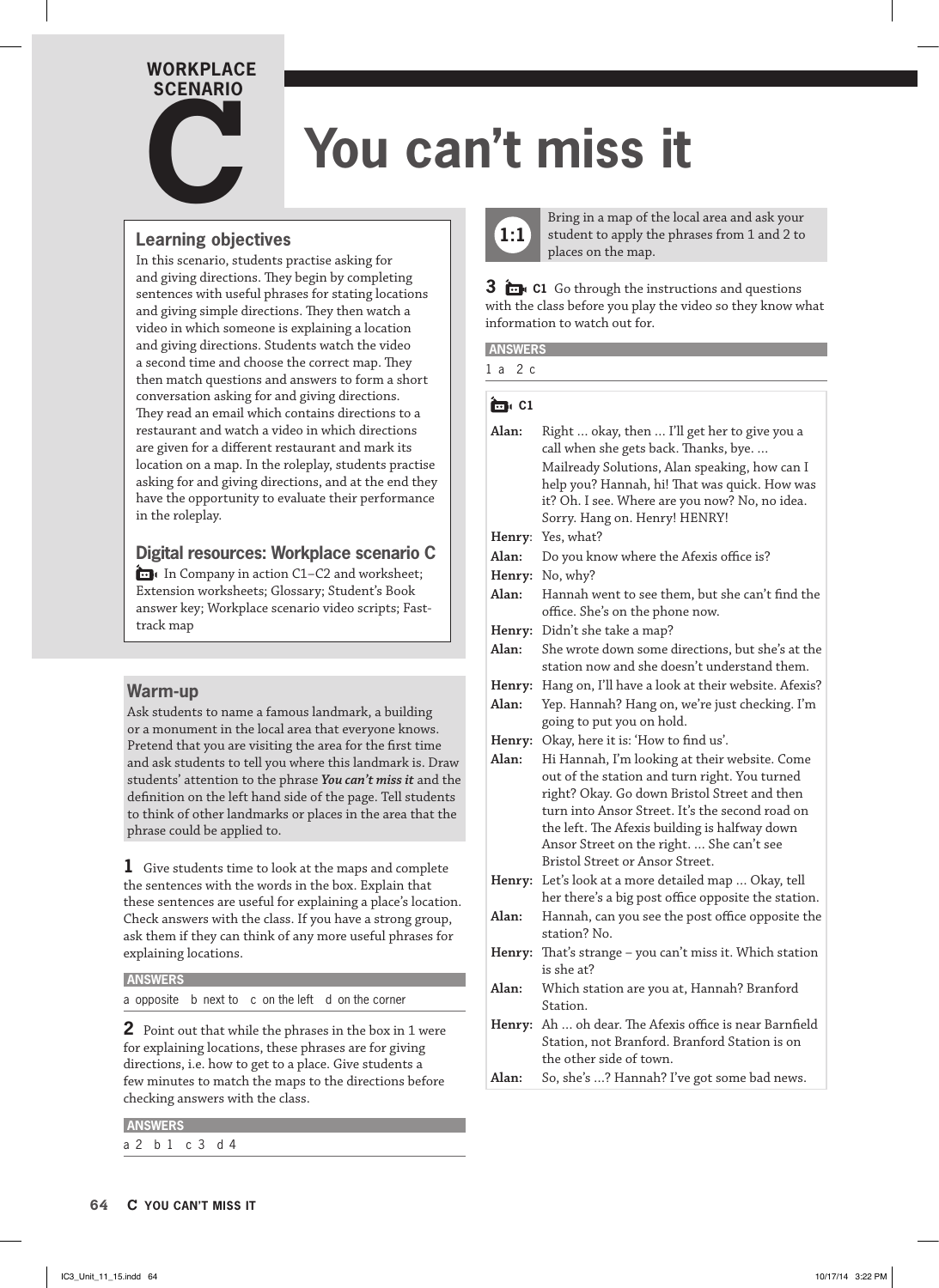# WORKPLACE SCENARIO C

# You can't miss it

## Learning objectives

In this scenario, students practise asking for and giving directions. They begin by completing sentences with useful phrases for stating locations and giving simple directions. They then watch a video in which someone is explaining a location and giving directions. Students watch the video a second time and choose the correct map. They then match questions and answers to form a short conversation asking for and giving directions. They read an email which contains directions to a restaurant and watch a video in which directions are given for a different restaurant and mark its location on a map. In the roleplay, students practise asking for and giving directions, and at the end they have the opportunity to evaluate their performance in the roleplay.

## Digital resources: Workplace scenario C

In Company in action C1–C2 and worksheet; Extension worksheets; Glossary; Student's Book answer key; Workplace scenario video scripts; Fast-track map

## Warm-up

Ask students to name a famous landmark, a building or a monument in the local area that everyone knows. Pretend that you are visiting the area for the first time and ask students to tell you where this landmark is. Draw students' attention to the phrase ***You can't miss it*** and the definition on the left hand side of the page. Tell students to think of other landmarks or places in the area that the phrase could be applied to.

**1** Give students time to look at the maps and complete the sentences with the words in the box. Explain that these sentences are useful for explaining a place's location. Check answers with the class. If you have a strong group, ask them if they can think of any more useful phrases for explaining locations.

**ANSWERS**

a opposite b next to c on the left d on the corner

**2** Point out that while the phrases in the box in 1 were for explaining locations, these phrases are for giving directions, i.e. how to get to a place. Give students a few minutes to match the maps to the directions before checking answers with the class.

**ANSWERS**

a 2 b 1 c 3 d 4

**1:1** Bring in a map of the local area and ask your student to apply the phrases from 1 and 2 to places on the map.

**3** **C1** Go through the instructions and questions with the class before you play the video so they know what information to watch out for.

**ANSWERS**

1 a 2 c

**C1**

| | |
|---|---|
| **Alan:** | Right … okay, then … I'll get her to give you a call when she gets back. Thanks, bye. … Mailready Solutions, Alan speaking, how can I help you? Hannah? Hannah, hi! That was quick. How was it? Oh. I see. Where are you now? No, no idea. Sorry. Hang on. Henry! HENRY! |
| **Henry:** | Yes, what? |
| **Alan:** | Do you know where the Afexis office is? |
| **Henry:** | No, why? |
| **Alan:** | Hannah went to see them, but she can't find the office. She's on the phone now. |
| **Henry:** | Didn't she take a map? |
| **Alan:** | She wrote down some directions, but she's at the station now and she doesn't understand them. |
| **Henry:** | Hang on, I'll have a look at their website. Afexis? |
| **Alan:** | Yep. Hannah? Hang on, we're just checking. I'm going to put you on hold. |
| **Henry:** | Okay, here it is: 'How to find us'. |
| **Alan:** | Hi Hannah, I'm looking at their website. Come out of the station and turn right. You turned right? Okay. Go down Bristol Street and then turn into Ansor Street. It's the second road on the left. The Afexis building is halfway down Ansor Street on the right. … She can't see Bristol Street or Ansor Street. |
| **Henry:** | Let's look at a more detailed map … Okay, tell her there's a big post office opposite the station. |
| **Alan:** | Hannah, can you see the post office opposite the station? No. |
| **Henry:** | That's strange – you can't miss it. Which station is she at? |
| **Alan:** | Which station are you at, Hannah? Branford Station. |
| **Henry:** | Ah … oh dear. The Afexis office is near Barnfield Station, not Branford. Branford Station is on the other side of town. |
| **Alan:** | So, she's …? Hannah? I've got some bad news. |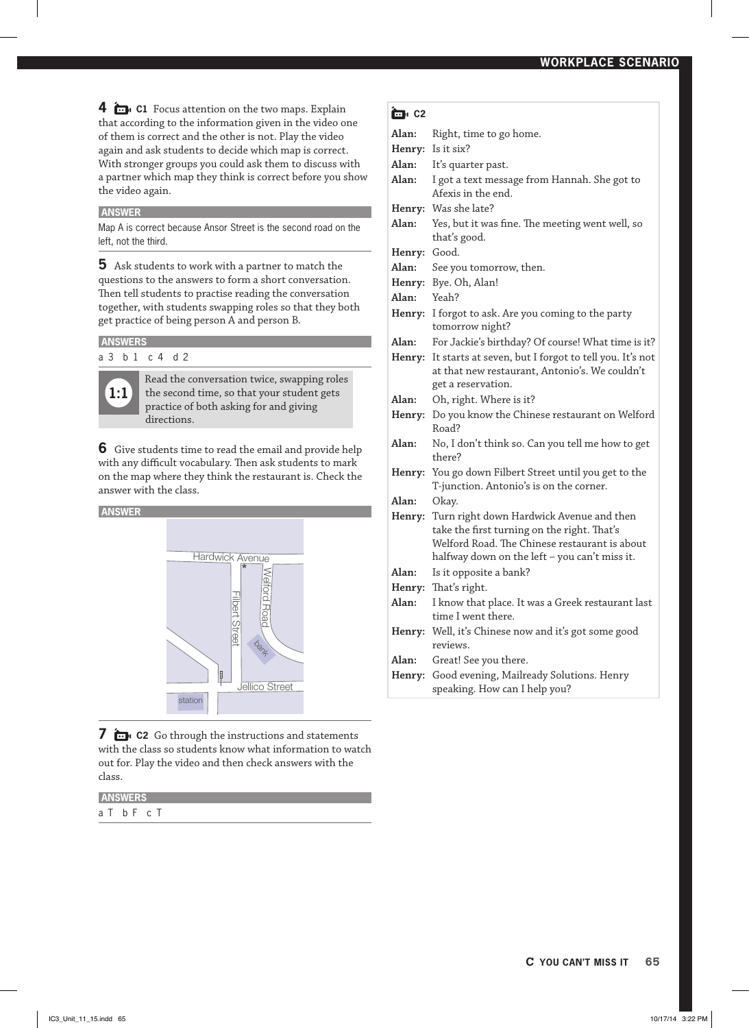**4** C1 Focus attention on the two maps. Explain that according to the information given in the video one of them is correct and the other is not. Play the video again and ask students to decide which map is correct. With stronger groups you could ask them to discuss with a partner which map they think is correct before you show the video again.

**ANSWER**

Map A is correct because Ansor Street is the second road on the left, not the third.

**5** Ask students to work with a partner to match the questions to the answers to form a short conversation. Then tell students to practise reading the conversation together, with students swapping roles so that they both get practice of being person A and person B.

**ANSWERS**

a 3 b 1 c 4 d 2

**1:1** Read the conversation twice, swapping roles the second time, so that your student gets practice of both asking for and giving directions.

**6** Give students time to read the email and provide help with any difficult vocabulary. Then ask students to mark on the map where they think the restaurant is. Check the answer with the class.

**ANSWER**

Hardwick Avenue, Welford Road, Filbert Street, bank, Jellico Street, station

**7** C2 Go through the instructions and statements with the class so students know what information to watch out for. Play the video and then check answers with the class.

**ANSWERS**

a T b F c T

**C2**

| | |
|---|---|
| **Alan:** | Right, time to go home. |
| **Henry:** | Is it six? |
| **Alan:** | It's quarter past. |
| **Alan:** | I got a text message from Hannah. She got to Afexis in the end. |
| **Henry:** | Was she late? |
| **Alan:** | Yes, but it was fine. The meeting went well, so that's good. |
| **Henry:** | Good. |
| **Alan:** | See you tomorrow, then. |
| **Henry:** | Bye. Oh, Alan! |
| **Alan:** | Yeah? |
| **Henry:** | I forgot to ask. Are you coming to the party tomorrow night? |
| **Alan:** | For Jackie's birthday? Of course! What time is it? |
| **Henry:** | It starts at seven, but I forgot to tell you. It's not at that new restaurant, Antonio's. We couldn't get a reservation. |
| **Alan:** | Oh, right. Where is it? |
| **Henry:** | Do you know the Chinese restaurant on Welford Road? |
| **Alan:** | No, I don't think so. Can you tell me how to get there? |
| **Henry:** | You go down Filbert Street until you get to the T-junction. Antonio's is on the corner. |
| **Alan:** | Okay. |
| **Henry:** | Turn right down Hardwick Avenue and then take the first turning on the right. That's Welford Road. The Chinese restaurant is about halfway down on the left – you can't miss it. |
| **Alan:** | Is it opposite a bank? |
| **Henry:** | That's right. |
| **Alan:** | I know that place. It was a Greek restaurant last time I went there. |
| **Henry:** | Well, it's Chinese now and it's got some good reviews. |
| **Alan:** | Great! See you there. |
| **Henry:** | Good evening, Mailready Solutions. Henry speaking. How can I help you? |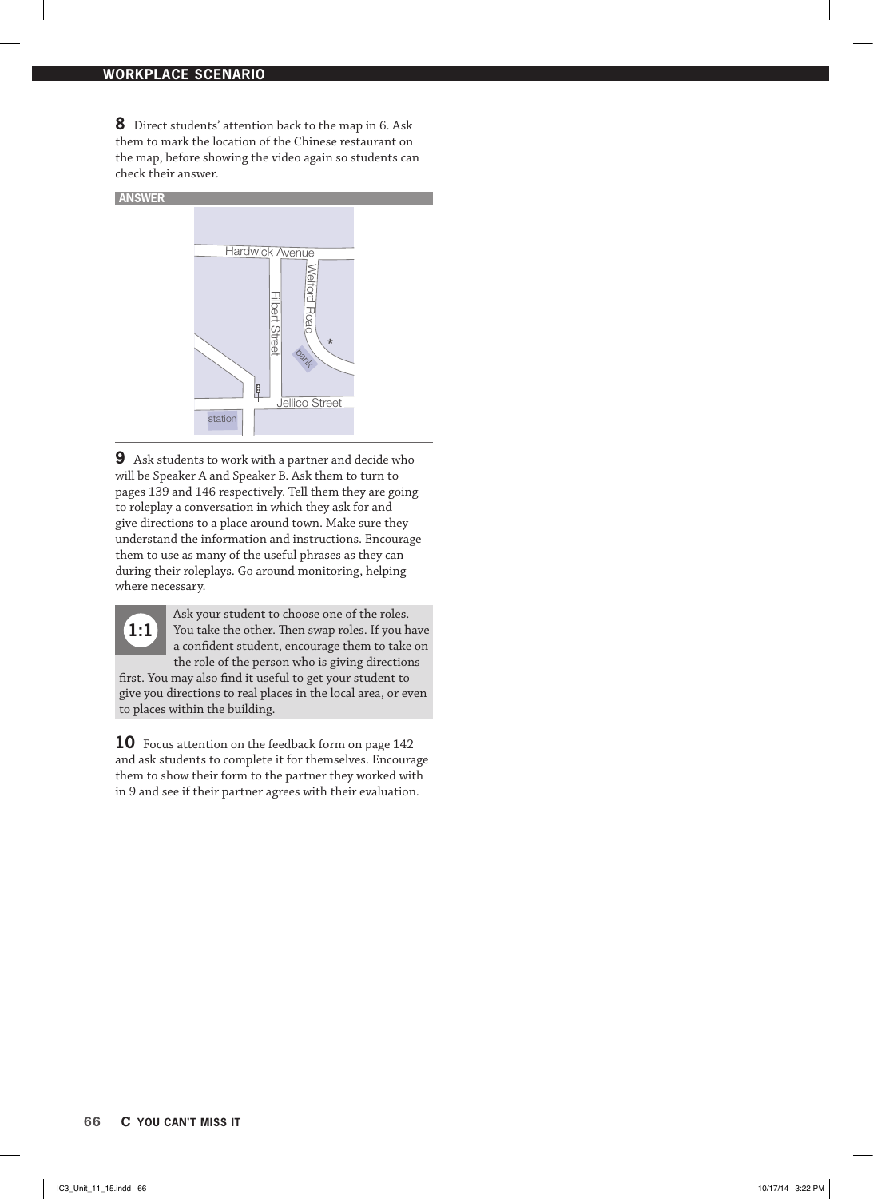## WORKPLACE SCENARIO

**8** Direct students' attention back to the map in 6. Ask them to mark the location of the Chinese restaurant on the map, before showing the video again so students can check their answer.

**ANSWER**

Hardwick Avenue
Filbert Street
Welford Road
bank
*
Jellico Street
station

**9** Ask students to work with a partner and decide who will be Speaker A and Speaker B. Ask them to turn to pages 139 and 146 respectively. Tell them they are going to roleplay a conversation in which they ask for and give directions to a place around town. Make sure they understand the information and instructions. Encourage them to use as many of the useful phrases as they can during their roleplays. Go around monitoring, helping where necessary.

**1:1** Ask your student to choose one of the roles. You take the other. Then swap roles. If you have a confident student, encourage them to take on the role of the person who is giving directions first. You may also find it useful to get your student to give you directions to real places in the local area, or even to places within the building.

**10** Focus attention on the feedback form on page 142 and ask students to complete it for themselves. Encourage them to show their form to the partner they worked with in 9 and see if their partner agrees with their evaluation.